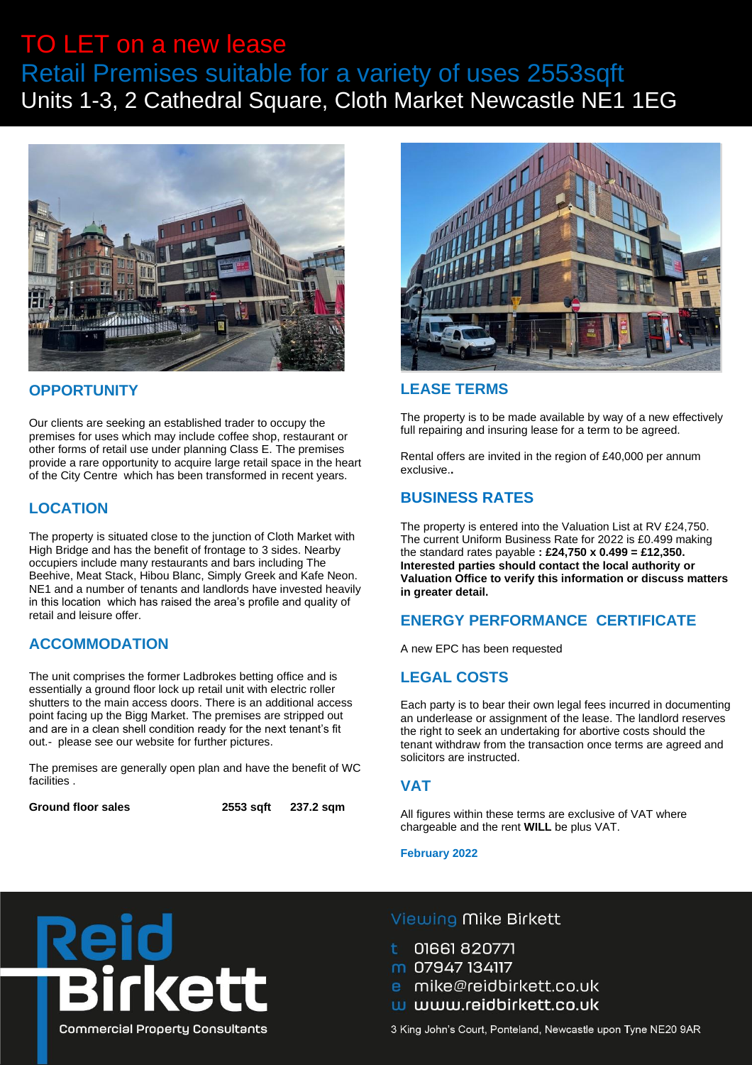# TO LET on a new lease

## Retail Premises suitable for a variety of uses 2553sqft

## Units 1-3, 2 Cathedral Square, Cloth Market Newcastle NE1 1EG

## OPPORTUNITY

Our clients are seeking an established trader to occupy the premises for uses which may include coffee shop, restaurant or other forms of retail use under planning Class E. The premises provide a rare opportunity to acquire large retail space in the heart of the City Centre which has been transformed in recent years.

## LOCATION

The property is situated close to the junction of Cloth Market with High Bridge and has the benefit of frontage to 3 sides. Nearby occupiers include many restaurants and bars including The Beehive, Meat Stack, Hibou Blanc, Simply Greek and Kafe Neon. NE1 and a number of tenants and landlords have invested heavily in this location which has raised the area's profile and quality of retail and leisure offer.

## ACCOMMODATION

The unit comprises the former Ladbrokes betting office and is essentially a ground floor lock up retail unit with electric roller shutters to the main access doors. There is an additional access point facing up the Bigg Market. The premises are stripped out and are in a clean shell condition ready for the next tenant's fit out.- please see our website for further pictures.

The premises are generally open plan and have the benefit of WC facilities .

| | | |
|---|---|---|
| **Ground floor sales** | **2553 sqft** | **237.2 sqm** |

## LEASE TERMS

The property is to be made available by way of a new effectively full repairing and insuring lease for a term to be agreed.

Rental offers are invited in the region of £40,000 per annum exclusive**.**

## BUSINESS RATES

The property is entered into the Valuation List at RV £24,750. The current Uniform Business Rate for 2022 is £0.499 making the standard rates payable **: £24,750 x 0.499 = £12,350. Interested parties should contact the local authority or Valuation Office to verify this information or discuss matters in greater detail.**

## ENERGY PERFORMANCE CERTIFICATE

A new EPC has been requested

## LEGAL COSTS

Each party is to bear their own legal fees incurred in documenting an underlease or assignment of the lease. The landlord reserves the right to seek an undertaking for abortive costs should the tenant withdraw from the transaction once terms are agreed and solicitors are instructed.

## VAT

All figures within these terms are exclusive of VAT where chargeable and the rent **WILL** be plus VAT.

**February 2022**

Reid Birkett
Commercial Property Consultants

Viewing Mike Birkett

t 01661 820771
m 07947 134117
e mike@reidbirkett.co.uk
w www.reidbirkett.co.uk

3 King John's Court, Ponteland, Newcastle upon Tyne NE20 9AR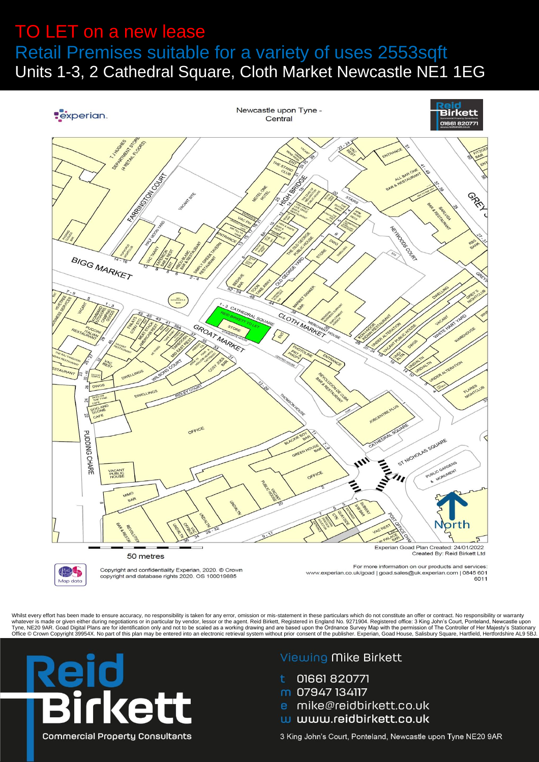# TO LET on a new lease

## Retail Premises suitable for a variety of uses 2553sqft

### Units 1-3, 2 Cathedral Square, Cloth Market Newcastle NE1 1EG

experian.

Newcastle upon Tyne - Central

50 metres

Experian Goad Plan Created: 24/01/2022
Created By: Reid Birkett Ltd

Copyright and confidentiality Experian, 2020. © Crown copyright and database rights 2020. OS 100019885

For more information on our products and services: www.experian.co.uk/goad | goad.sales@uk.experian.com | 0845 601 6011

Whilst every effort has been made to ensure accuracy, no responsibility is taken for any error, omission or mis-statement in these particulars which do not constitute an offer or contract. No responsibility or warranty whatever is made or given either during negotiations or in particular by vendor, lessor or the agent. Reid Birkett, Registered in England No. 9271904. Registered office: 3 King John's Court, Ponteland, Newcastle upon Tyne, NE20 9AR. Goad Digital Plans are for identification only and not to be scaled as a working drawing and are based upon the Ordnance Survey Map with the permission of The Controller of Her Majesty's Stationary Office © Crown Copyright 39954X. No part of this plan may be entered into an electronic retrieval system without prior consent of the publisher. Experian, Goad House, Salisbury Square, Hartfield, Hertfordshire AL9 5BJ.

Reid Birkett
Commercial Property Consultants

Viewing Mike Birkett

- t 01661 820771
- m 07947 134117
- e mike@reidbirkett.co.uk
- w www.reidbirkett.co.uk

3 King John's Court, Ponteland, Newcastle upon Tyne NE20 9AR